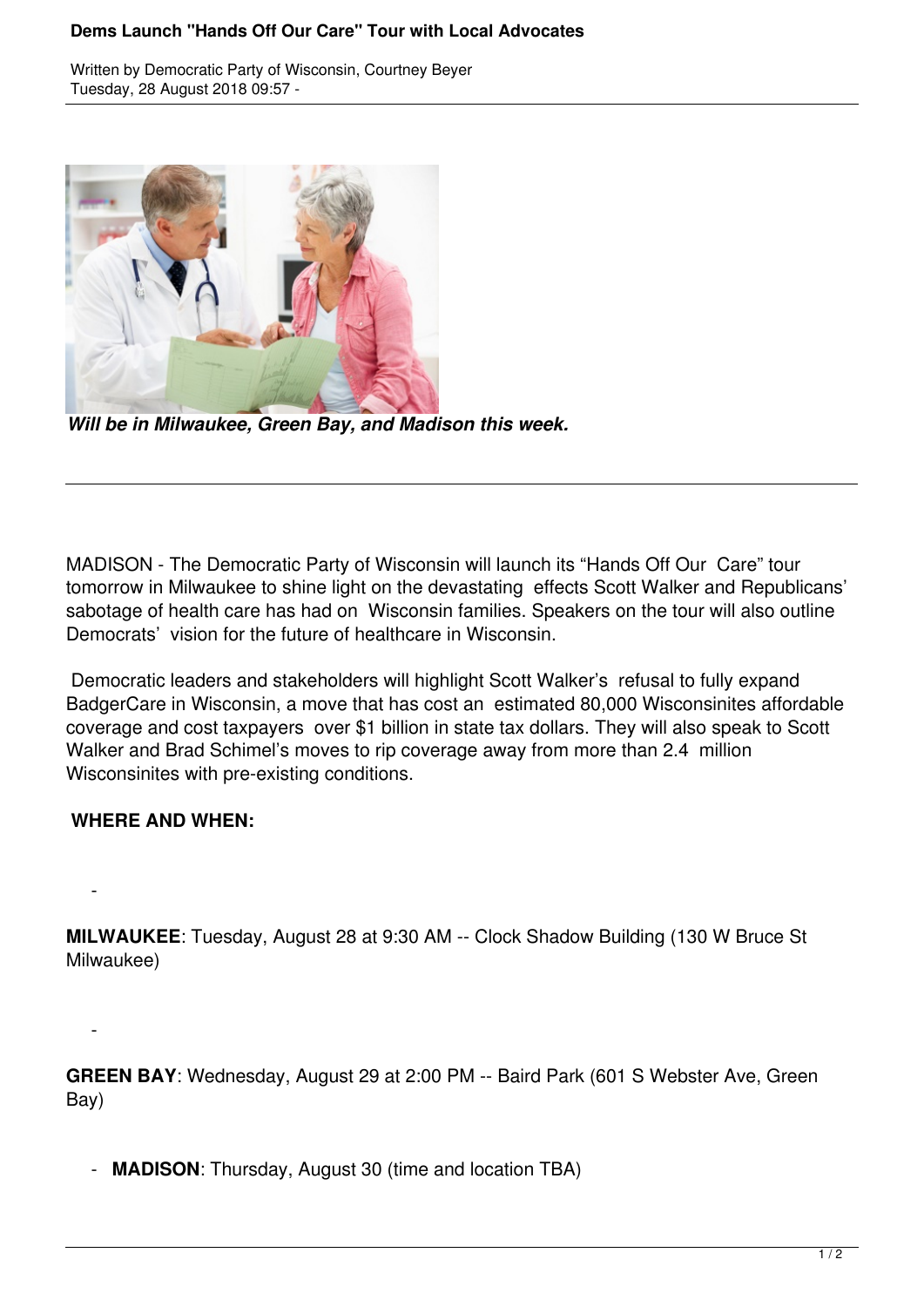# Dems Launch "Hands Off Our Care" Tour with Local Advocates

Written by Democratic Party of Wisconsin, Courtney Beyer
Tuesday, 28 August 2018 09:57 -

***Will be in Milwaukee, Green Bay, and Madison this week.***

MADISON - The Democratic Party of Wisconsin will launch its "Hands Off Our Care" tour tomorrow in Milwaukee to shine light on the devastating effects Scott Walker and Republicans' sabotage of health care has had on Wisconsin families. Speakers on the tour will also outline Democrats' vision for the future of healthcare in Wisconsin.

Democratic leaders and stakeholders will highlight Scott Walker's refusal to fully expand BadgerCare in Wisconsin, a move that has cost an estimated 80,000 Wisconsinites affordable coverage and cost taxpayers over $1 billion in state tax dollars. They will also speak to Scott Walker and Brad Schimel's moves to rip coverage away from more than 2.4 million Wisconsinites with pre-existing conditions.

**WHERE AND WHEN:**

- **MILWAUKEE**: Tuesday, August 28 at 9:30 AM -- Clock Shadow Building (130 W Bruce St Milwaukee)

- **GREEN BAY**: Wednesday, August 29 at 2:00 PM -- Baird Park (601 S Webster Ave, Green Bay)

- **MADISON**: Thursday, August 30 (time and location TBA)